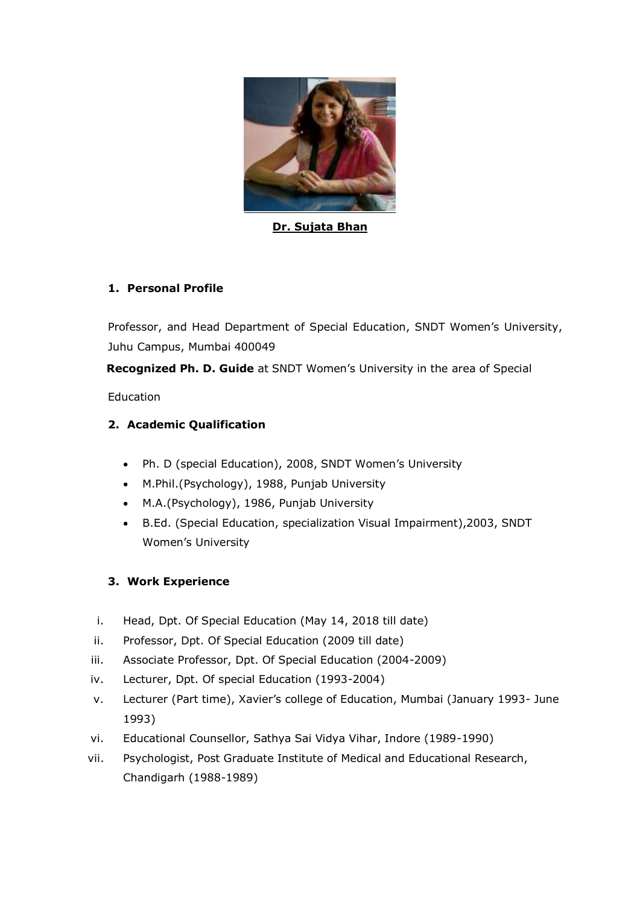**Dr. Sujata Bhan**

## 1. Personal Profile

Professor, and Head Department of Special Education, SNDT Women's University, Juhu Campus, Mumbai 400049

**Recognized Ph. D. Guide** at SNDT Women's University in the area of Special Education

## 2. Academic Qualification

- Ph. D (special Education), 2008, SNDT Women's University
- M.Phil.(Psychology), 1988, Punjab University
- M.A.(Psychology), 1986, Punjab University
- B.Ed. (Special Education, specialization Visual Impairment),2003, SNDT Women's University

## 3. Work Experience

i. Head, Dpt. Of Special Education (May 14, 2018 till date)

ii. Professor, Dpt. Of Special Education (2009 till date)

iii. Associate Professor, Dpt. Of Special Education (2004-2009)

iv. Lecturer, Dpt. Of special Education (1993-2004)

v. Lecturer (Part time), Xavier's college of Education, Mumbai (January 1993- June 1993)

vi. Educational Counsellor, Sathya Sai Vidya Vihar, Indore (1989-1990)

vii. Psychologist, Post Graduate Institute of Medical and Educational Research, Chandigarh (1988-1989)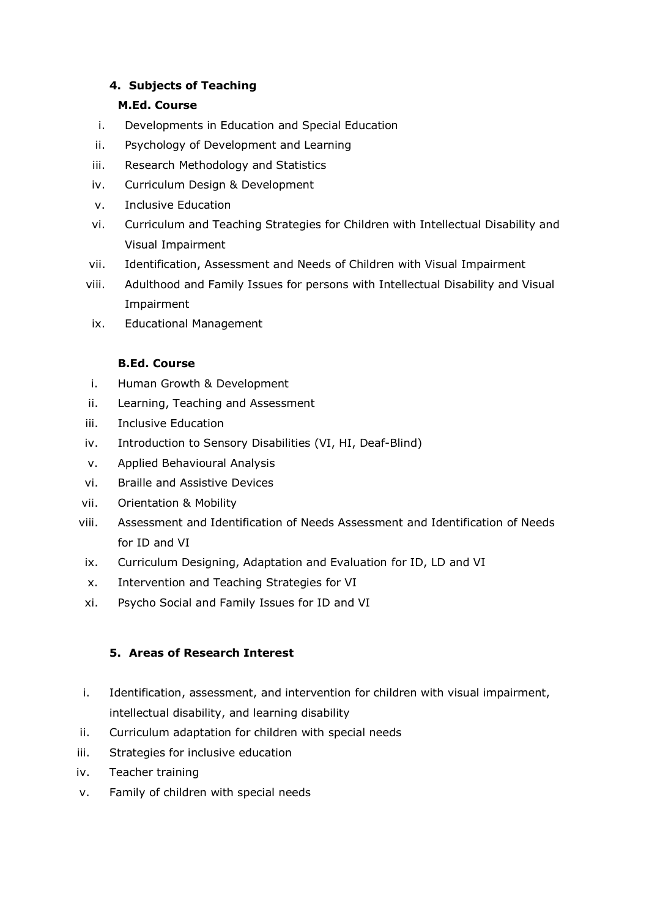## 4. Subjects of Teaching

### M.Ed. Course

i. Developments in Education and Special Education
ii. Psychology of Development and Learning
iii. Research Methodology and Statistics
iv. Curriculum Design & Development
v. Inclusive Education
vi. Curriculum and Teaching Strategies for Children with Intellectual Disability and Visual Impairment
vii. Identification, Assessment and Needs of Children with Visual Impairment
viii. Adulthood and Family Issues for persons with Intellectual Disability and Visual Impairment
ix. Educational Management

### B.Ed. Course

i. Human Growth & Development
ii. Learning, Teaching and Assessment
iii. Inclusive Education
iv. Introduction to Sensory Disabilities (VI, HI, Deaf-Blind)
v. Applied Behavioural Analysis
vi. Braille and Assistive Devices
vii. Orientation & Mobility
viii. Assessment and Identification of Needs Assessment and Identification of Needs for ID and VI
ix. Curriculum Designing, Adaptation and Evaluation for ID, LD and VI
x. Intervention and Teaching Strategies for VI
xi. Psycho Social and Family Issues for ID and VI

## 5. Areas of Research Interest

i. Identification, assessment, and intervention for children with visual impairment, intellectual disability, and learning disability
ii. Curriculum adaptation for children with special needs
iii. Strategies for inclusive education
iv. Teacher training
v. Family of children with special needs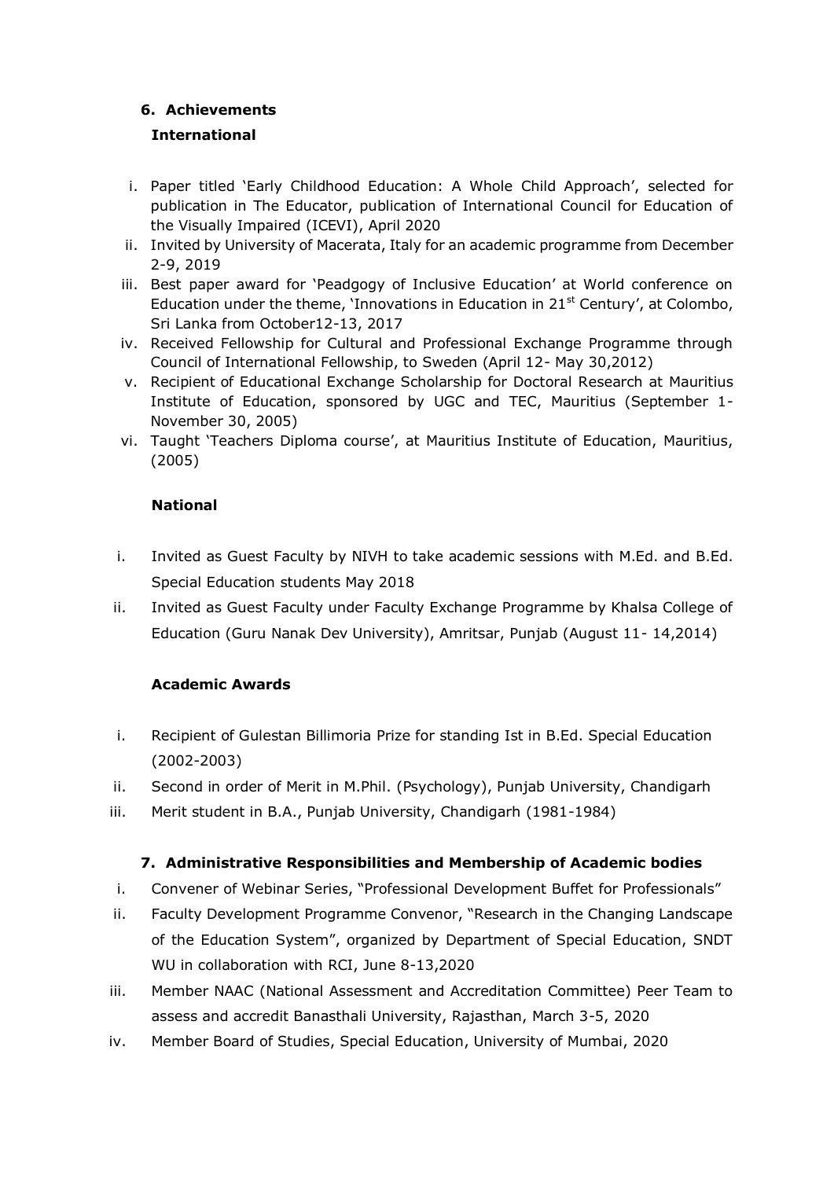## 6. Achievements

### International

i. Paper titled 'Early Childhood Education: A Whole Child Approach', selected for publication in The Educator, publication of International Council for Education of the Visually Impaired (ICEVI), April 2020
ii. Invited by University of Macerata, Italy for an academic programme from December 2-9, 2019
iii. Best paper award for 'Peadgogy of Inclusive Education' at World conference on Education under the theme, 'Innovations in Education in 21st Century', at Colombo, Sri Lanka from October12-13, 2017
iv. Received Fellowship for Cultural and Professional Exchange Programme through Council of International Fellowship, to Sweden (April 12- May 30,2012)
v. Recipient of Educational Exchange Scholarship for Doctoral Research at Mauritius Institute of Education, sponsored by UGC and TEC, Mauritius (September 1- November 30, 2005)
vi. Taught 'Teachers Diploma course', at Mauritius Institute of Education, Mauritius, (2005)

### National

i. Invited as Guest Faculty by NIVH to take academic sessions with M.Ed. and B.Ed. Special Education students May 2018
ii. Invited as Guest Faculty under Faculty Exchange Programme by Khalsa College of Education (Guru Nanak Dev University), Amritsar, Punjab (August 11- 14,2014)

### Academic Awards

i. Recipient of Gulestan Billimoria Prize for standing Ist in B.Ed. Special Education (2002-2003)
ii. Second in order of Merit in M.Phil. (Psychology), Punjab University, Chandigarh
iii. Merit student in B.A., Punjab University, Chandigarh (1981-1984)

## 7. Administrative Responsibilities and Membership of Academic bodies

i. Convener of Webinar Series, "Professional Development Buffet for Professionals"
ii. Faculty Development Programme Convenor, "Research in the Changing Landscape of the Education System", organized by Department of Special Education, SNDT WU in collaboration with RCI, June 8-13,2020
iii. Member NAAC (National Assessment and Accreditation Committee) Peer Team to assess and accredit Banasthali University, Rajasthan, March 3-5, 2020
iv. Member Board of Studies, Special Education, University of Mumbai, 2020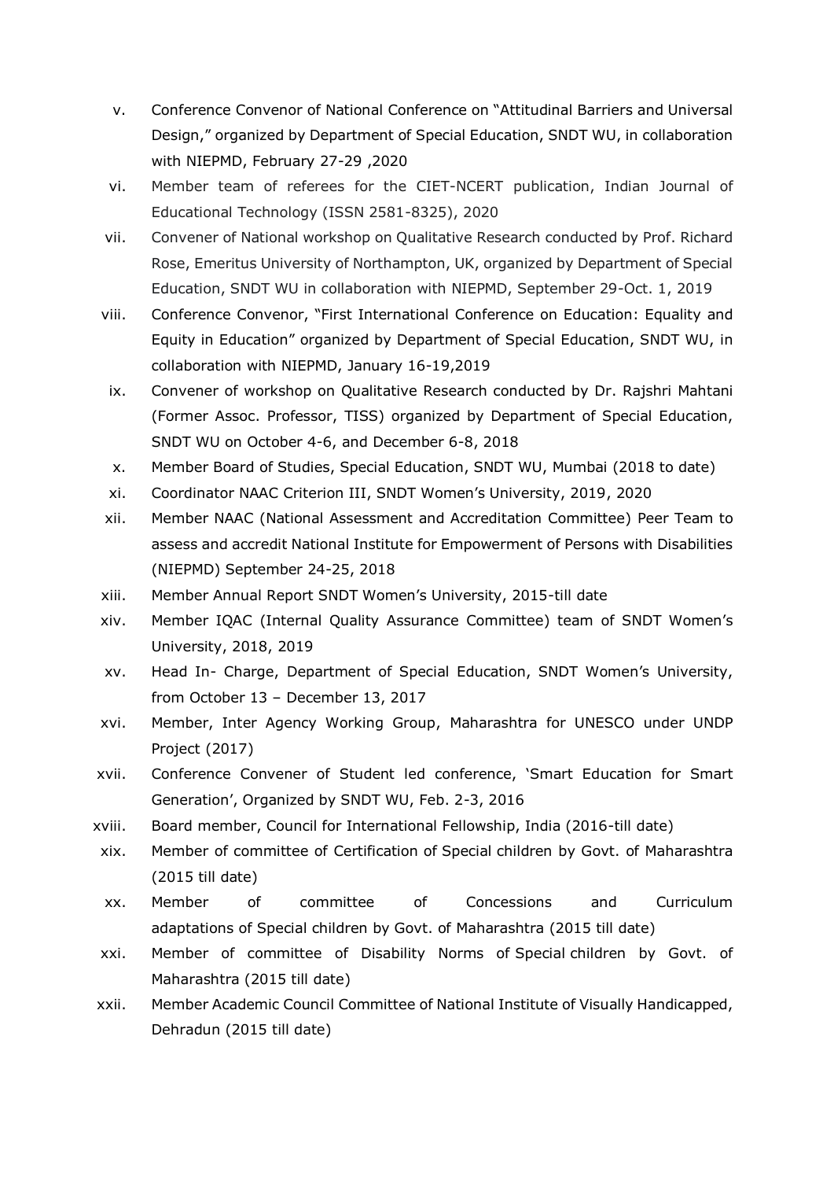v. Conference Convenor of National Conference on "Attitudinal Barriers and Universal Design," organized by Department of Special Education, SNDT WU, in collaboration with NIEPMD, February 27-29 ,2020

vi. Member team of referees for the CIET-NCERT publication, Indian Journal of Educational Technology (ISSN 2581-8325), 2020

vii. Convener of National workshop on Qualitative Research conducted by Prof. Richard Rose, Emeritus University of Northampton, UK, organized by Department of Special Education, SNDT WU in collaboration with NIEPMD, September 29-Oct. 1, 2019

viii. Conference Convenor, "First International Conference on Education: Equality and Equity in Education" organized by Department of Special Education, SNDT WU, in collaboration with NIEPMD, January 16-19,2019

ix. Convener of workshop on Qualitative Research conducted by Dr. Rajshri Mahtani (Former Assoc. Professor, TISS) organized by Department of Special Education, SNDT WU on October 4-6, and December 6-8, 2018

x. Member Board of Studies, Special Education, SNDT WU, Mumbai (2018 to date)

xi. Coordinator NAAC Criterion III, SNDT Women's University, 2019, 2020

xii. Member NAAC (National Assessment and Accreditation Committee) Peer Team to assess and accredit National Institute for Empowerment of Persons with Disabilities (NIEPMD) September 24-25, 2018

xiii. Member Annual Report SNDT Women's University, 2015-till date

xiv. Member IQAC (Internal Quality Assurance Committee) team of SNDT Women's University, 2018, 2019

xv. Head In- Charge, Department of Special Education, SNDT Women's University, from October 13 – December 13, 2017

xvi. Member, Inter Agency Working Group, Maharashtra for UNESCO under UNDP Project (2017)

xvii. Conference Convener of Student led conference, 'Smart Education for Smart Generation', Organized by SNDT WU, Feb. 2-3, 2016

xviii. Board member, Council for International Fellowship, India (2016-till date)

xix. Member of committee of Certification of Special children by Govt. of Maharashtra (2015 till date)

xx. Member of committee of Concessions and Curriculum adaptations of Special children by Govt. of Maharashtra (2015 till date)

xxi. Member of committee of Disability Norms of Special children by Govt. of Maharashtra (2015 till date)

xxii. Member Academic Council Committee of National Institute of Visually Handicapped, Dehradun (2015 till date)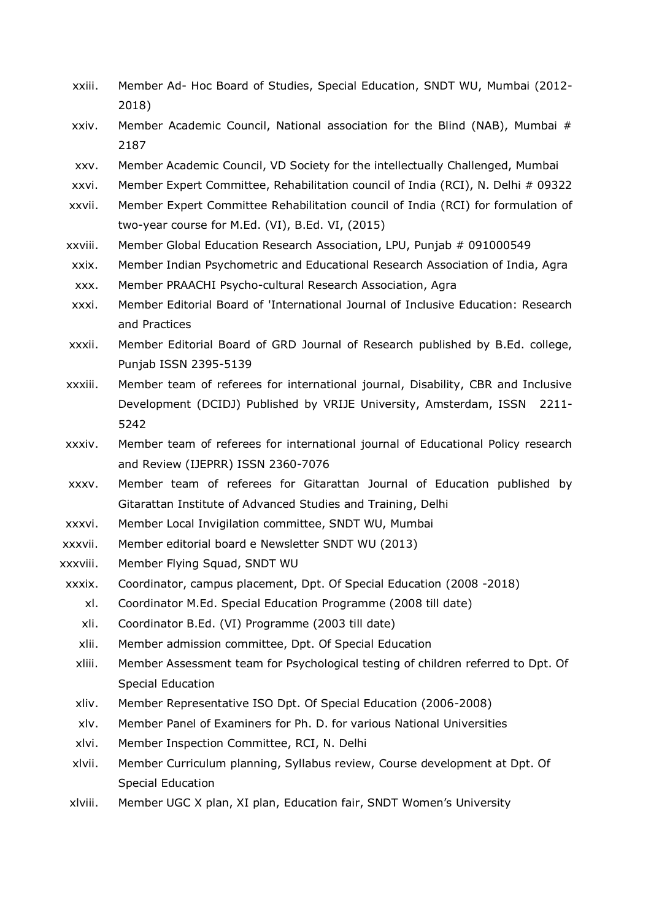xxiii. Member Ad- Hoc Board of Studies, Special Education, SNDT WU, Mumbai (2012-2018)

xxiv. Member Academic Council, National association for the Blind (NAB), Mumbai # 2187

xxv. Member Academic Council, VD Society for the intellectually Challenged, Mumbai

xxvi. Member Expert Committee, Rehabilitation council of India (RCI), N. Delhi # 09322

xxvii. Member Expert Committee Rehabilitation council of India (RCI) for formulation of two-year course for M.Ed. (VI), B.Ed. VI, (2015)

xxviii. Member Global Education Research Association, LPU, Punjab # 091000549

xxix. Member Indian Psychometric and Educational Research Association of India, Agra

xxx. Member PRAACHI Psycho-cultural Research Association, Agra

xxxi. Member Editorial Board of 'International Journal of Inclusive Education: Research and Practices

xxxii. Member Editorial Board of GRD Journal of Research published by B.Ed. college, Punjab ISSN 2395-5139

xxxiii. Member team of referees for international journal, Disability, CBR and Inclusive Development (DCIDJ) Published by VRIJE University, Amsterdam, ISSN 2211-5242

xxxiv. Member team of referees for international journal of Educational Policy research and Review (IJEPRR) ISSN 2360-7076

xxxv. Member team of referees for Gitarattan Journal of Education published by Gitarattan Institute of Advanced Studies and Training, Delhi

xxxvi. Member Local Invigilation committee, SNDT WU, Mumbai

xxxvii. Member editorial board e Newsletter SNDT WU (2013)

xxxviii. Member Flying Squad, SNDT WU

xxxix. Coordinator, campus placement, Dpt. Of Special Education (2008 -2018)

xl. Coordinator M.Ed. Special Education Programme (2008 till date)

xli. Coordinator B.Ed. (VI) Programme (2003 till date)

xlii. Member admission committee, Dpt. Of Special Education

xliii. Member Assessment team for Psychological testing of children referred to Dpt. Of Special Education

xliv. Member Representative ISO Dpt. Of Special Education (2006-2008)

xlv. Member Panel of Examiners for Ph. D. for various National Universities

xlvi. Member Inspection Committee, RCI, N. Delhi

xlvii. Member Curriculum planning, Syllabus review, Course development at Dpt. Of Special Education

xlviii. Member UGC X plan, XI plan, Education fair, SNDT Women's University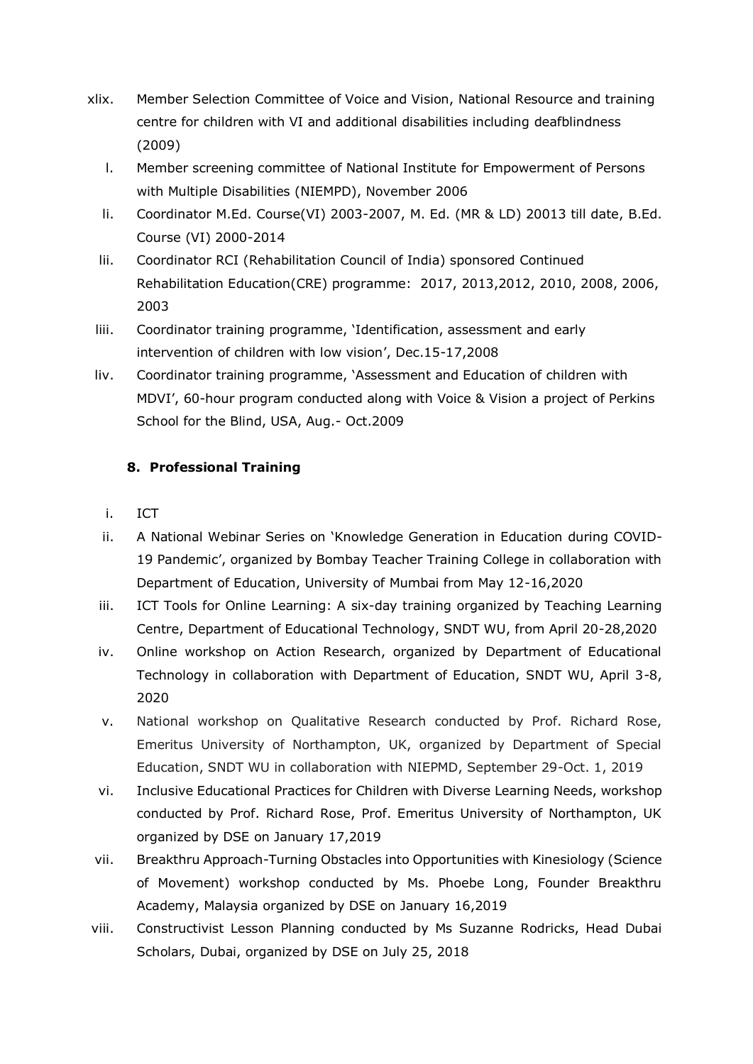- xlix. Member Selection Committee of Voice and Vision, National Resource and training centre for children with VI and additional disabilities including deafblindness (2009)
- l. Member screening committee of National Institute for Empowerment of Persons with Multiple Disabilities (NIEMPD), November 2006
- li. Coordinator M.Ed. Course(VI) 2003-2007, M. Ed. (MR & LD) 20013 till date, B.Ed. Course (VI) 2000-2014
- lii. Coordinator RCI (Rehabilitation Council of India) sponsored Continued Rehabilitation Education(CRE) programme: 2017, 2013,2012, 2010, 2008, 2006, 2003
- liii. Coordinator training programme, 'Identification, assessment and early intervention of children with low vision', Dec.15-17,2008
- liv. Coordinator training programme, 'Assessment and Education of children with MDVI', 60-hour program conducted along with Voice & Vision a project of Perkins School for the Blind, USA, Aug.- Oct.2009

## 8. Professional Training

- i. ICT
- ii. A National Webinar Series on 'Knowledge Generation in Education during COVID-19 Pandemic', organized by Bombay Teacher Training College in collaboration with Department of Education, University of Mumbai from May 12-16,2020
- iii. ICT Tools for Online Learning: A six-day training organized by Teaching Learning Centre, Department of Educational Technology, SNDT WU, from April 20-28,2020
- iv. Online workshop on Action Research, organized by Department of Educational Technology in collaboration with Department of Education, SNDT WU, April 3-8, 2020
- v. National workshop on Qualitative Research conducted by Prof. Richard Rose, Emeritus University of Northampton, UK, organized by Department of Special Education, SNDT WU in collaboration with NIEPMD, September 29-Oct. 1, 2019
- vi. Inclusive Educational Practices for Children with Diverse Learning Needs, workshop conducted by Prof. Richard Rose, Prof. Emeritus University of Northampton, UK organized by DSE on January 17,2019
- vii. Breakthru Approach-Turning Obstacles into Opportunities with Kinesiology (Science of Movement) workshop conducted by Ms. Phoebe Long, Founder Breakthru Academy, Malaysia organized by DSE on January 16,2019
- viii. Constructivist Lesson Planning conducted by Ms Suzanne Rodricks, Head Dubai Scholars, Dubai, organized by DSE on July 25, 2018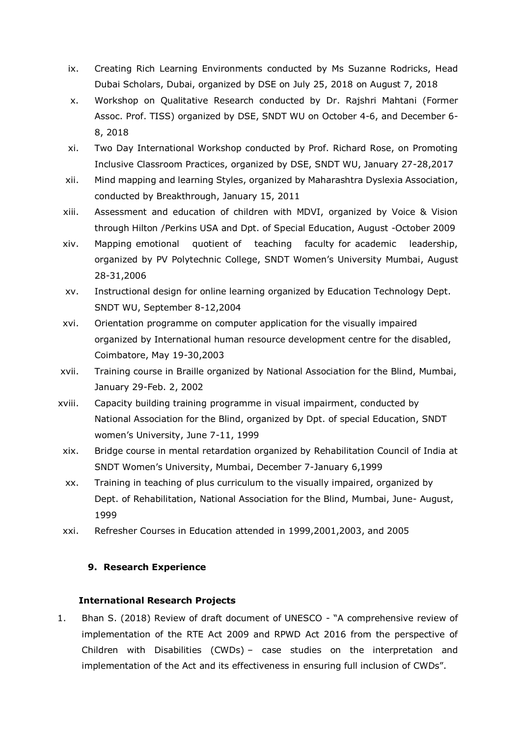ix. Creating Rich Learning Environments conducted by Ms Suzanne Rodricks, Head Dubai Scholars, Dubai, organized by DSE on July 25, 2018 on August 7, 2018

x. Workshop on Qualitative Research conducted by Dr. Rajshri Mahtani (Former Assoc. Prof. TISS) organized by DSE, SNDT WU on October 4-6, and December 6-8, 2018

xi. Two Day International Workshop conducted by Prof. Richard Rose, on Promoting Inclusive Classroom Practices, organized by DSE, SNDT WU, January 27-28,2017

xii. Mind mapping and learning Styles, organized by Maharashtra Dyslexia Association, conducted by Breakthrough, January 15, 2011

xiii. Assessment and education of children with MDVI, organized by Voice & Vision through Hilton /Perkins USA and Dpt. of Special Education, August -October 2009

xiv. Mapping emotional quotient of teaching faculty for academic leadership, organized by PV Polytechnic College, SNDT Women's University Mumbai, August 28-31,2006

xv. Instructional design for online learning organized by Education Technology Dept. SNDT WU, September 8-12,2004

xvi. Orientation programme on computer application for the visually impaired organized by International human resource development centre for the disabled, Coimbatore, May 19-30,2003

xvii. Training course in Braille organized by National Association for the Blind, Mumbai, January 29-Feb. 2, 2002

xviii. Capacity building training programme in visual impairment, conducted by National Association for the Blind, organized by Dpt. of special Education, SNDT women's University, June 7-11, 1999

xix. Bridge course in mental retardation organized by Rehabilitation Council of India at SNDT Women's University, Mumbai, December 7-January 6,1999

xx. Training in teaching of plus curriculum to the visually impaired, organized by Dept. of Rehabilitation, National Association for the Blind, Mumbai, June- August, 1999

xxi. Refresher Courses in Education attended in 1999,2001,2003, and 2005

## 9. Research Experience

### International Research Projects

1. Bhan S. (2018) Review of draft document of UNESCO - "A comprehensive review of implementation of the RTE Act 2009 and RPWD Act 2016 from the perspective of Children with Disabilities (CWDs) – case studies on the interpretation and implementation of the Act and its effectiveness in ensuring full inclusion of CWDs".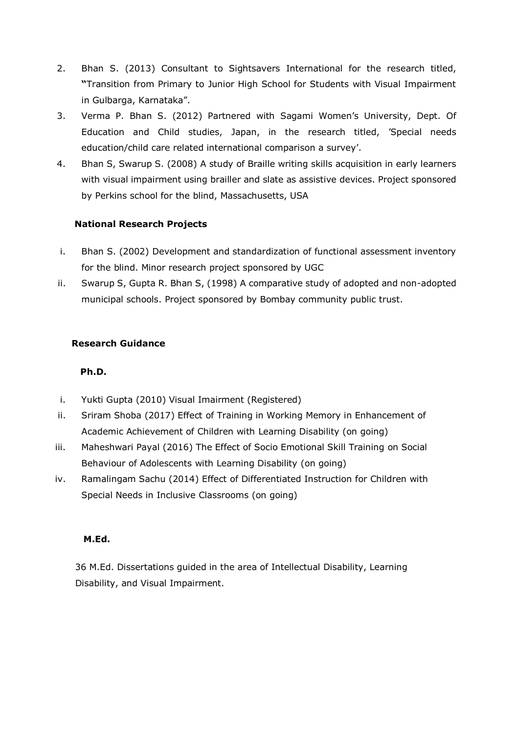2. Bhan S. (2013) Consultant to Sightsavers International for the research titled, **"**Transition from Primary to Junior High School for Students with Visual Impairment in Gulbarga, Karnataka".
3. Verma P. Bhan S. (2012) Partnered with Sagami Women's University, Dept. Of Education and Child studies, Japan, in the research titled, 'Special needs education/child care related international comparison a survey'.
4. Bhan S, Swarup S. (2008) A study of Braille writing skills acquisition in early learners with visual impairment using brailler and slate as assistive devices. Project sponsored by Perkins school for the blind, Massachusetts, USA

**National Research Projects**

i. Bhan S. (2002) Development and standardization of functional assessment inventory for the blind. Minor research project sponsored by UGC
ii. Swarup S, Gupta R. Bhan S, (1998) A comparative study of adopted and non-adopted municipal schools. Project sponsored by Bombay community public trust.

**Research Guidance**

**Ph.D.**

i. Yukti Gupta (2010) Visual Imairment (Registered)
ii. Sriram Shoba (2017) Effect of Training in Working Memory in Enhancement of Academic Achievement of Children with Learning Disability (on going)
iii. Maheshwari Payal (2016) The Effect of Socio Emotional Skill Training on Social Behaviour of Adolescents with Learning Disability (on going)
iv. Ramalingam Sachu (2014) Effect of Differentiated Instruction for Children with Special Needs in Inclusive Classrooms (on going)

**M.Ed.**

36 M.Ed. Dissertations guided in the area of Intellectual Disability, Learning Disability, and Visual Impairment.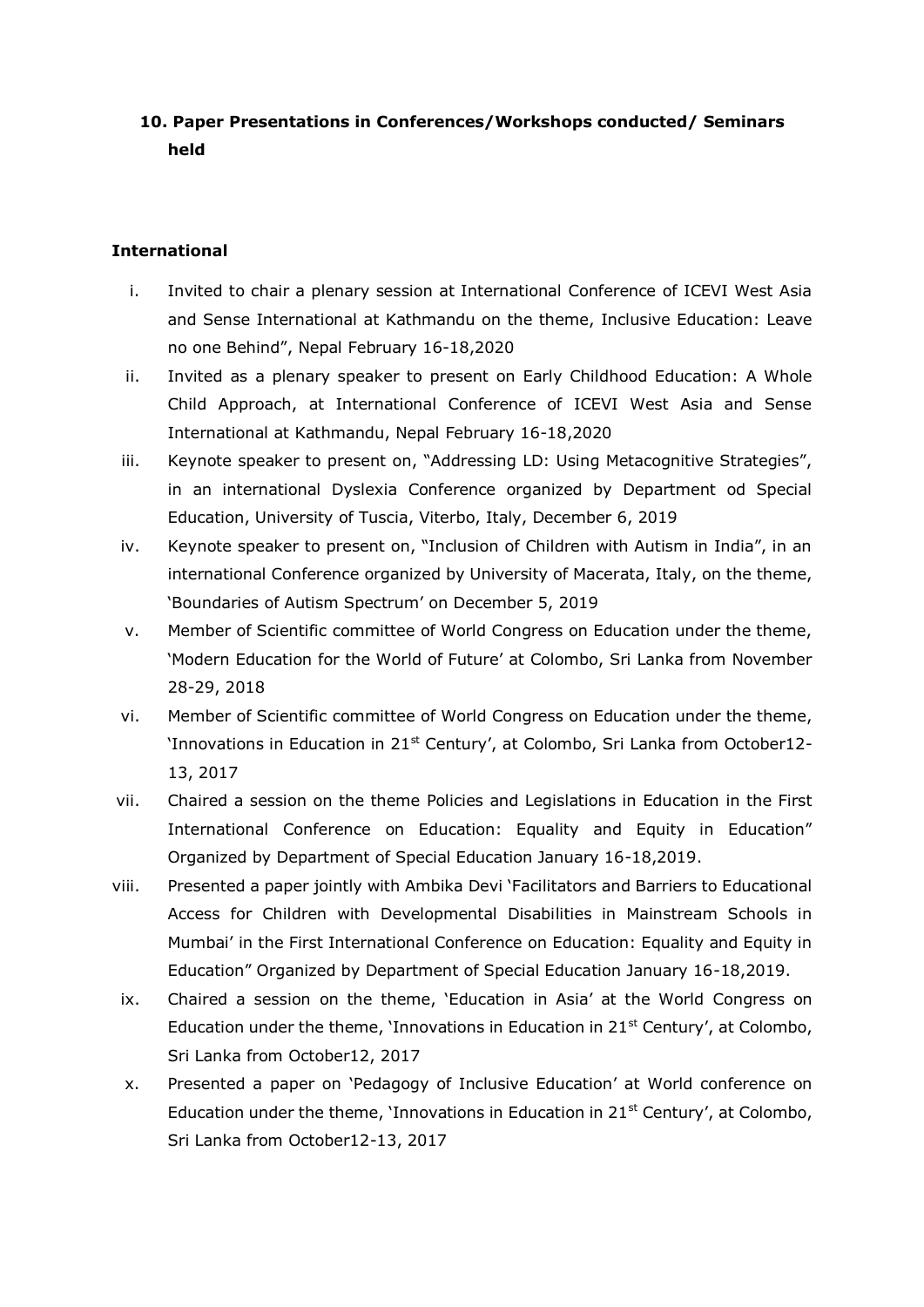## 10. Paper Presentations in Conferences/Workshops conducted/ Seminars held

### International

i. Invited to chair a plenary session at International Conference of ICEVI West Asia and Sense International at Kathmandu on the theme, Inclusive Education: Leave no one Behind", Nepal February 16-18,2020

ii. Invited as a plenary speaker to present on Early Childhood Education: A Whole Child Approach, at International Conference of ICEVI West Asia and Sense International at Kathmandu, Nepal February 16-18,2020

iii. Keynote speaker to present on, "Addressing LD: Using Metacognitive Strategies", in an international Dyslexia Conference organized by Department od Special Education, University of Tuscia, Viterbo, Italy, December 6, 2019

iv. Keynote speaker to present on, "Inclusion of Children with Autism in India", in an international Conference organized by University of Macerata, Italy, on the theme, 'Boundaries of Autism Spectrum' on December 5, 2019

v. Member of Scientific committee of World Congress on Education under the theme, 'Modern Education for the World of Future' at Colombo, Sri Lanka from November 28-29, 2018

vi. Member of Scientific committee of World Congress on Education under the theme, 'Innovations in Education in 21st Century', at Colombo, Sri Lanka from October12-13, 2017

vii. Chaired a session on the theme Policies and Legislations in Education in the First International Conference on Education: Equality and Equity in Education" Organized by Department of Special Education January 16-18,2019.

viii. Presented a paper jointly with Ambika Devi 'Facilitators and Barriers to Educational Access for Children with Developmental Disabilities in Mainstream Schools in Mumbai' in the First International Conference on Education: Equality and Equity in Education" Organized by Department of Special Education January 16-18,2019.

ix. Chaired a session on the theme, 'Education in Asia' at the World Congress on Education under the theme, 'Innovations in Education in 21st Century', at Colombo, Sri Lanka from October12, 2017

x. Presented a paper on 'Pedagogy of Inclusive Education' at World conference on Education under the theme, 'Innovations in Education in 21st Century', at Colombo, Sri Lanka from October12-13, 2017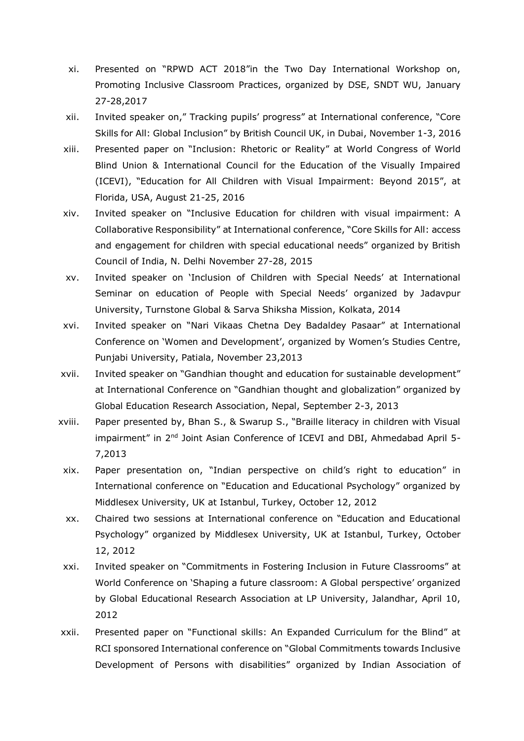xi. Presented on "RPWD ACT 2018"in the Two Day International Workshop on, Promoting Inclusive Classroom Practices, organized by DSE, SNDT WU, January 27-28,2017

xii. Invited speaker on," Tracking pupils' progress" at International conference, "Core Skills for All: Global Inclusion" by British Council UK, in Dubai, November 1-3, 2016

xiii. Presented paper on "Inclusion: Rhetoric or Reality" at World Congress of World Blind Union & International Council for the Education of the Visually Impaired (ICEVI), "Education for All Children with Visual Impairment: Beyond 2015", at Florida, USA, August 21-25, 2016

xiv. Invited speaker on "Inclusive Education for children with visual impairment: A Collaborative Responsibility" at International conference, "Core Skills for All: access and engagement for children with special educational needs" organized by British Council of India, N. Delhi November 27-28, 2015

xv. Invited speaker on 'Inclusion of Children with Special Needs' at International Seminar on education of People with Special Needs' organized by Jadavpur University, Turnstone Global & Sarva Shiksha Mission, Kolkata, 2014

xvi. Invited speaker on "Nari Vikaas Chetna Dey Badaldey Pasaar" at International Conference on 'Women and Development', organized by Women's Studies Centre, Punjabi University, Patiala, November 23,2013

xvii. Invited speaker on "Gandhian thought and education for sustainable development" at International Conference on "Gandhian thought and globalization" organized by Global Education Research Association, Nepal, September 2-3, 2013

xviii. Paper presented by, Bhan S., & Swarup S., "Braille literacy in children with Visual impairment" in 2nd Joint Asian Conference of ICEVI and DBI, Ahmedabad April 5-7,2013

xix. Paper presentation on, "Indian perspective on child's right to education" in International conference on "Education and Educational Psychology" organized by Middlesex University, UK at Istanbul, Turkey, October 12, 2012

xx. Chaired two sessions at International conference on "Education and Educational Psychology" organized by Middlesex University, UK at Istanbul, Turkey, October 12, 2012

xxi. Invited speaker on "Commitments in Fostering Inclusion in Future Classrooms" at World Conference on 'Shaping a future classroom: A Global perspective' organized by Global Educational Research Association at LP University, Jalandhar, April 10, 2012

xxii. Presented paper on "Functional skills: An Expanded Curriculum for the Blind" at RCI sponsored International conference on "Global Commitments towards Inclusive Development of Persons with disabilities" organized by Indian Association of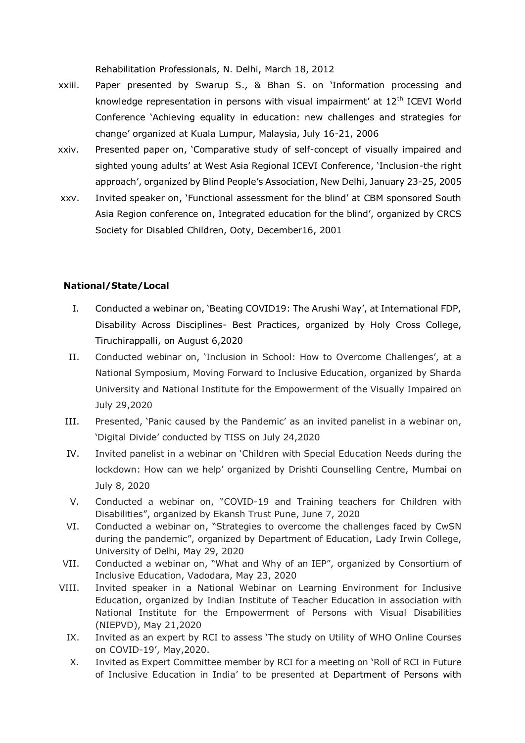Rehabilitation Professionals, N. Delhi, March 18, 2012

xxiii. Paper presented by Swarup S., & Bhan S. on 'Information processing and knowledge representation in persons with visual impairment' at 12th ICEVI World Conference 'Achieving equality in education: new challenges and strategies for change' organized at Kuala Lumpur, Malaysia, July 16-21, 2006

xxiv. Presented paper on, 'Comparative study of self-concept of visually impaired and sighted young adults' at West Asia Regional ICEVI Conference, 'Inclusion-the right approach', organized by Blind People's Association, New Delhi, January 23-25, 2005

xxv. Invited speaker on, 'Functional assessment for the blind' at CBM sponsored South Asia Region conference on, Integrated education for the blind', organized by CRCS Society for Disabled Children, Ooty, December16, 2001

**National/State/Local**

I. Conducted a webinar on, 'Beating COVID19: The Arushi Way', at International FDP, Disability Across Disciplines- Best Practices, organized by Holy Cross College, Tiruchirappalli, on August 6,2020

II. Conducted webinar on, 'Inclusion in School: How to Overcome Challenges', at a National Symposium, Moving Forward to Inclusive Education, organized by Sharda University and National Institute for the Empowerment of the Visually Impaired on July 29,2020

III. Presented, 'Panic caused by the Pandemic' as an invited panelist in a webinar on, 'Digital Divide' conducted by TISS on July 24,2020

IV. Invited panelist in a webinar on 'Children with Special Education Needs during the lockdown: How can we help' organized by Drishti Counselling Centre, Mumbai on July 8, 2020

V. Conducted a webinar on, "COVID-19 and Training teachers for Children with Disabilities", organized by Ekansh Trust Pune, June 7, 2020

VI. Conducted a webinar on, "Strategies to overcome the challenges faced by CwSN during the pandemic", organized by Department of Education, Lady Irwin College, University of Delhi, May 29, 2020

VII. Conducted a webinar on, "What and Why of an IEP", organized by Consortium of Inclusive Education, Vadodara, May 23, 2020

VIII. Invited speaker in a National Webinar on Learning Environment for Inclusive Education, organized by Indian Institute of Teacher Education in association with National Institute for the Empowerment of Persons with Visual Disabilities (NIEPVD), May 21,2020

IX. Invited as an expert by RCI to assess 'The study on Utility of WHO Online Courses on COVID-19', May,2020.

X. Invited as Expert Committee member by RCI for a meeting on 'Roll of RCI in Future of Inclusive Education in India' to be presented at Department of Persons with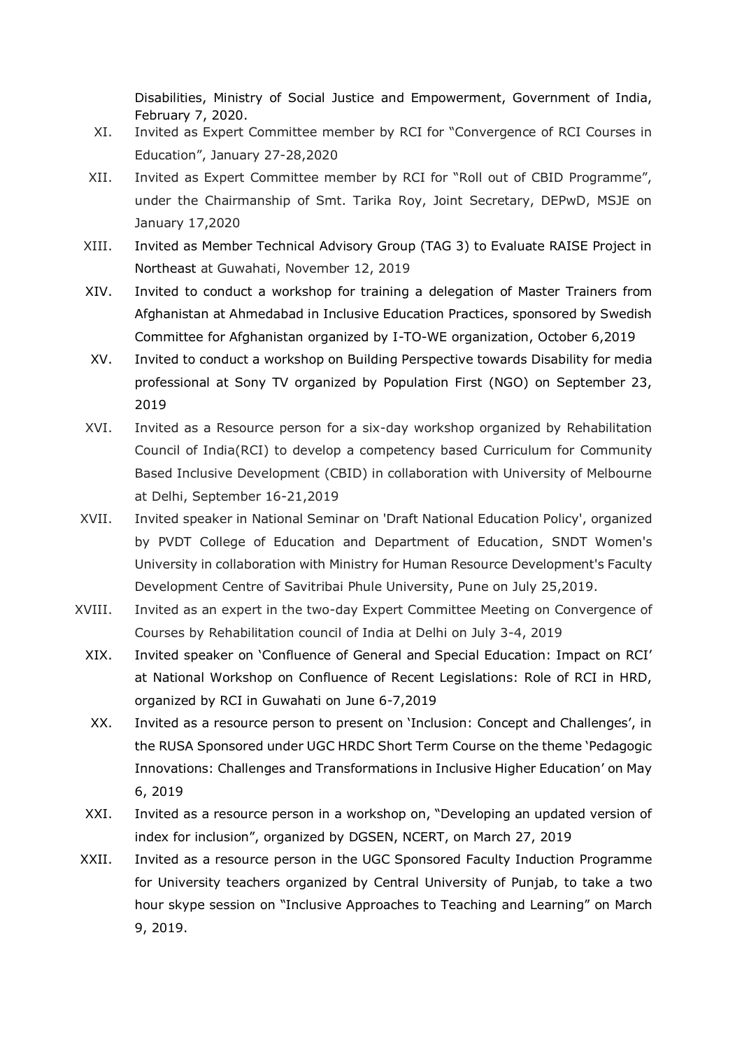Disabilities, Ministry of Social Justice and Empowerment, Government of India, February 7, 2020.

XI. Invited as Expert Committee member by RCI for "Convergence of RCI Courses in Education", January 27-28,2020

XII. Invited as Expert Committee member by RCI for "Roll out of CBID Programme", under the Chairmanship of Smt. Tarika Roy, Joint Secretary, DEPwD, MSJE on January 17,2020

XIII. Invited as Member Technical Advisory Group (TAG 3) to Evaluate RAISE Project in Northeast at Guwahati, November 12, 2019

XIV. Invited to conduct a workshop for training a delegation of Master Trainers from Afghanistan at Ahmedabad in Inclusive Education Practices, sponsored by Swedish Committee for Afghanistan organized by I-TO-WE organization, October 6,2019

XV. Invited to conduct a workshop on Building Perspective towards Disability for media professional at Sony TV organized by Population First (NGO) on September 23, 2019

XVI. Invited as a Resource person for a six-day workshop organized by Rehabilitation Council of India(RCI) to develop a competency based Curriculum for Community Based Inclusive Development (CBID) in collaboration with University of Melbourne at Delhi, September 16-21,2019

XVII. Invited speaker in National Seminar on 'Draft National Education Policy', organized by PVDT College of Education and Department of Education, SNDT Women's University in collaboration with Ministry for Human Resource Development's Faculty Development Centre of Savitribai Phule University, Pune on July 25,2019.

XVIII. Invited as an expert in the two-day Expert Committee Meeting on Convergence of Courses by Rehabilitation council of India at Delhi on July 3-4, 2019

XIX. Invited speaker on 'Confluence of General and Special Education: Impact on RCI' at National Workshop on Confluence of Recent Legislations: Role of RCI in HRD, organized by RCI in Guwahati on June 6-7,2019

XX. Invited as a resource person to present on 'Inclusion: Concept and Challenges', in the RUSA Sponsored under UGC HRDC Short Term Course on the theme 'Pedagogic Innovations: Challenges and Transformations in Inclusive Higher Education' on May 6, 2019

XXI. Invited as a resource person in a workshop on, "Developing an updated version of index for inclusion", organized by DGSEN, NCERT, on March 27, 2019

XXII. Invited as a resource person in the UGC Sponsored Faculty Induction Programme for University teachers organized by Central University of Punjab, to take a two hour skype session on "Inclusive Approaches to Teaching and Learning" on March 9, 2019.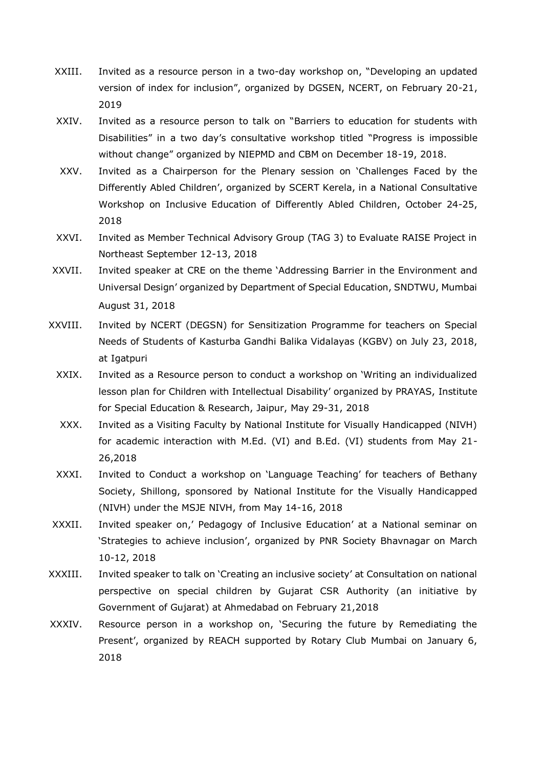XXIII. Invited as a resource person in a two-day workshop on, "Developing an updated version of index for inclusion", organized by DGSEN, NCERT, on February 20-21, 2019

XXIV. Invited as a resource person to talk on "Barriers to education for students with Disabilities" in a two day's consultative workshop titled "Progress is impossible without change" organized by NIEPMD and CBM on December 18-19, 2018.

XXV. Invited as a Chairperson for the Plenary session on 'Challenges Faced by the Differently Abled Children', organized by SCERT Kerela, in a National Consultative Workshop on Inclusive Education of Differently Abled Children, October 24-25, 2018

XXVI. Invited as Member Technical Advisory Group (TAG 3) to Evaluate RAISE Project in Northeast September 12-13, 2018

XXVII. Invited speaker at CRE on the theme 'Addressing Barrier in the Environment and Universal Design' organized by Department of Special Education, SNDTWU, Mumbai August 31, 2018

XXVIII. Invited by NCERT (DEGSN) for Sensitization Programme for teachers on Special Needs of Students of Kasturba Gandhi Balika Vidalayas (KGBV) on July 23, 2018, at Igatpuri

XXIX. Invited as a Resource person to conduct a workshop on 'Writing an individualized lesson plan for Children with Intellectual Disability' organized by PRAYAS, Institute for Special Education & Research, Jaipur, May 29-31, 2018

XXX. Invited as a Visiting Faculty by National Institute for Visually Handicapped (NIVH) for academic interaction with M.Ed. (VI) and B.Ed. (VI) students from May 21-26,2018

XXXI. Invited to Conduct a workshop on 'Language Teaching' for teachers of Bethany Society, Shillong, sponsored by National Institute for the Visually Handicapped (NIVH) under the MSJE NIVH, from May 14-16, 2018

XXXII. Invited speaker on,' Pedagogy of Inclusive Education' at a National seminar on 'Strategies to achieve inclusion', organized by PNR Society Bhavnagar on March 10-12, 2018

XXXIII. Invited speaker to talk on 'Creating an inclusive society' at Consultation on national perspective on special children by Gujarat CSR Authority (an initiative by Government of Gujarat) at Ahmedabad on February 21,2018

XXXIV. Resource person in a workshop on, 'Securing the future by Remediating the Present', organized by REACH supported by Rotary Club Mumbai on January 6, 2018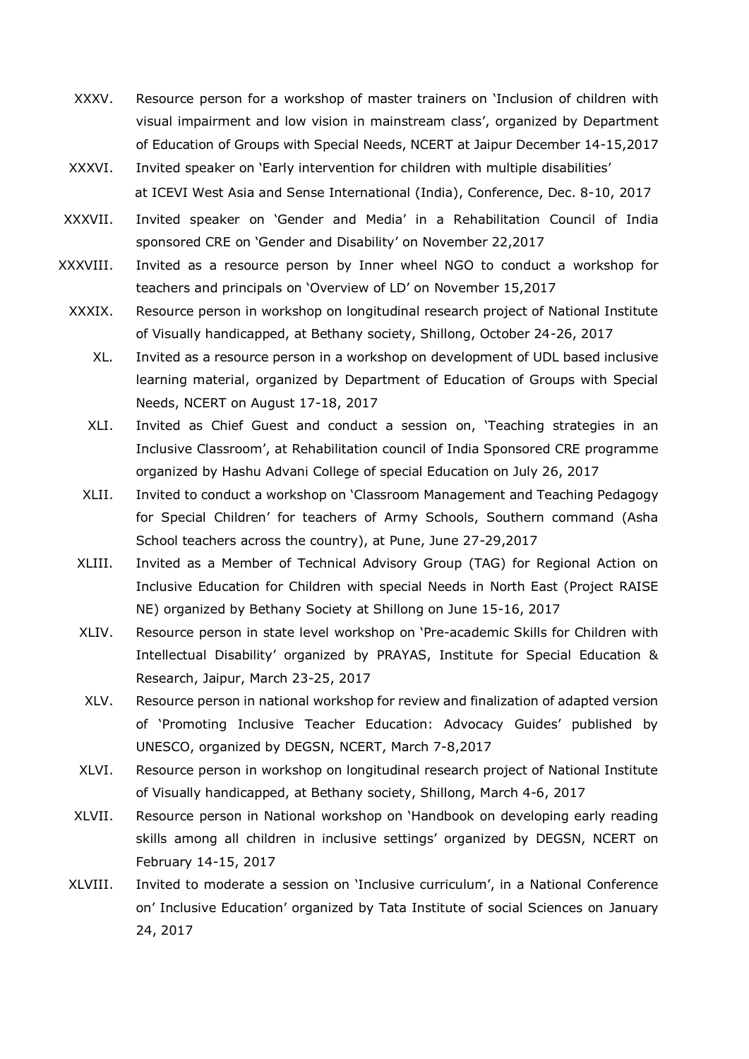XXXV. Resource person for a workshop of master trainers on 'Inclusion of children with visual impairment and low vision in mainstream class', organized by Department of Education of Groups with Special Needs, NCERT at Jaipur December 14-15,2017

XXXVI. Invited speaker on 'Early intervention for children with multiple disabilities' at ICEVI West Asia and Sense International (India), Conference, Dec. 8-10, 2017

XXXVII. Invited speaker on 'Gender and Media' in a Rehabilitation Council of India sponsored CRE on 'Gender and Disability' on November 22,2017

XXXVIII. Invited as a resource person by Inner wheel NGO to conduct a workshop for teachers and principals on 'Overview of LD' on November 15,2017

XXXIX. Resource person in workshop on longitudinal research project of National Institute of Visually handicapped, at Bethany society, Shillong, October 24-26, 2017

XL. Invited as a resource person in a workshop on development of UDL based inclusive learning material, organized by Department of Education of Groups with Special Needs, NCERT on August 17-18, 2017

XLI. Invited as Chief Guest and conduct a session on, 'Teaching strategies in an Inclusive Classroom', at Rehabilitation council of India Sponsored CRE programme organized by Hashu Advani College of special Education on July 26, 2017

XLII. Invited to conduct a workshop on 'Classroom Management and Teaching Pedagogy for Special Children' for teachers of Army Schools, Southern command (Asha School teachers across the country), at Pune, June 27-29,2017

XLIII. Invited as a Member of Technical Advisory Group (TAG) for Regional Action on Inclusive Education for Children with special Needs in North East (Project RAISE NE) organized by Bethany Society at Shillong on June 15-16, 2017

XLIV. Resource person in state level workshop on 'Pre-academic Skills for Children with Intellectual Disability' organized by PRAYAS, Institute for Special Education & Research, Jaipur, March 23-25, 2017

XLV. Resource person in national workshop for review and finalization of adapted version of 'Promoting Inclusive Teacher Education: Advocacy Guides' published by UNESCO, organized by DEGSN, NCERT, March 7-8,2017

XLVI. Resource person in workshop on longitudinal research project of National Institute of Visually handicapped, at Bethany society, Shillong, March 4-6, 2017

XLVII. Resource person in National workshop on 'Handbook on developing early reading skills among all children in inclusive settings' organized by DEGSN, NCERT on February 14-15, 2017

XLVIII. Invited to moderate a session on 'Inclusive curriculum', in a National Conference on' Inclusive Education' organized by Tata Institute of social Sciences on January 24, 2017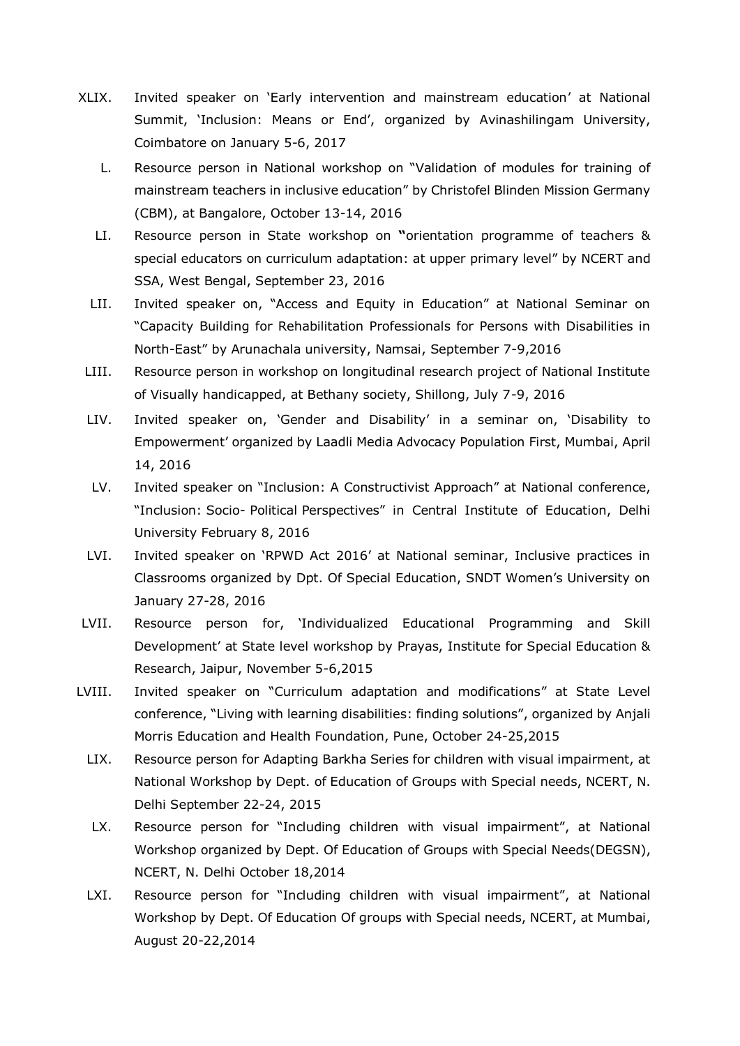XLIX. Invited speaker on 'Early intervention and mainstream education' at National Summit, 'Inclusion: Means or End', organized by Avinashilingam University, Coimbatore on January 5-6, 2017

L. Resource person in National workshop on "Validation of modules for training of mainstream teachers in inclusive education" by Christofel Blinden Mission Germany (CBM), at Bangalore, October 13-14, 2016

LI. Resource person in State workshop on **"**orientation programme of teachers & special educators on curriculum adaptation: at upper primary level" by NCERT and SSA, West Bengal, September 23, 2016

LII. Invited speaker on, "Access and Equity in Education" at National Seminar on "Capacity Building for Rehabilitation Professionals for Persons with Disabilities in North-East" by Arunachala university, Namsai, September 7-9,2016

LIII. Resource person in workshop on longitudinal research project of National Institute of Visually handicapped, at Bethany society, Shillong, July 7-9, 2016

LIV. Invited speaker on, 'Gender and Disability' in a seminar on, 'Disability to Empowerment' organized by Laadli Media Advocacy Population First, Mumbai, April 14, 2016

LV. Invited speaker on "Inclusion: A Constructivist Approach" at National conference, "Inclusion: Socio- Political Perspectives" in Central Institute of Education, Delhi University February 8, 2016

LVI. Invited speaker on 'RPWD Act 2016' at National seminar, Inclusive practices in Classrooms organized by Dpt. Of Special Education, SNDT Women's University on January 27-28, 2016

LVII. Resource person for, 'Individualized Educational Programming and Skill Development' at State level workshop by Prayas, Institute for Special Education & Research, Jaipur, November 5-6,2015

LVIII. Invited speaker on "Curriculum adaptation and modifications" at State Level conference, "Living with learning disabilities: finding solutions", organized by Anjali Morris Education and Health Foundation, Pune, October 24-25,2015

LIX. Resource person for Adapting Barkha Series for children with visual impairment, at National Workshop by Dept. of Education of Groups with Special needs, NCERT, N. Delhi September 22-24, 2015

LX. Resource person for "Including children with visual impairment", at National Workshop organized by Dept. Of Education of Groups with Special Needs(DEGSN), NCERT, N. Delhi October 18,2014

LXI. Resource person for "Including children with visual impairment", at National Workshop by Dept. Of Education Of groups with Special needs, NCERT, at Mumbai, August 20-22,2014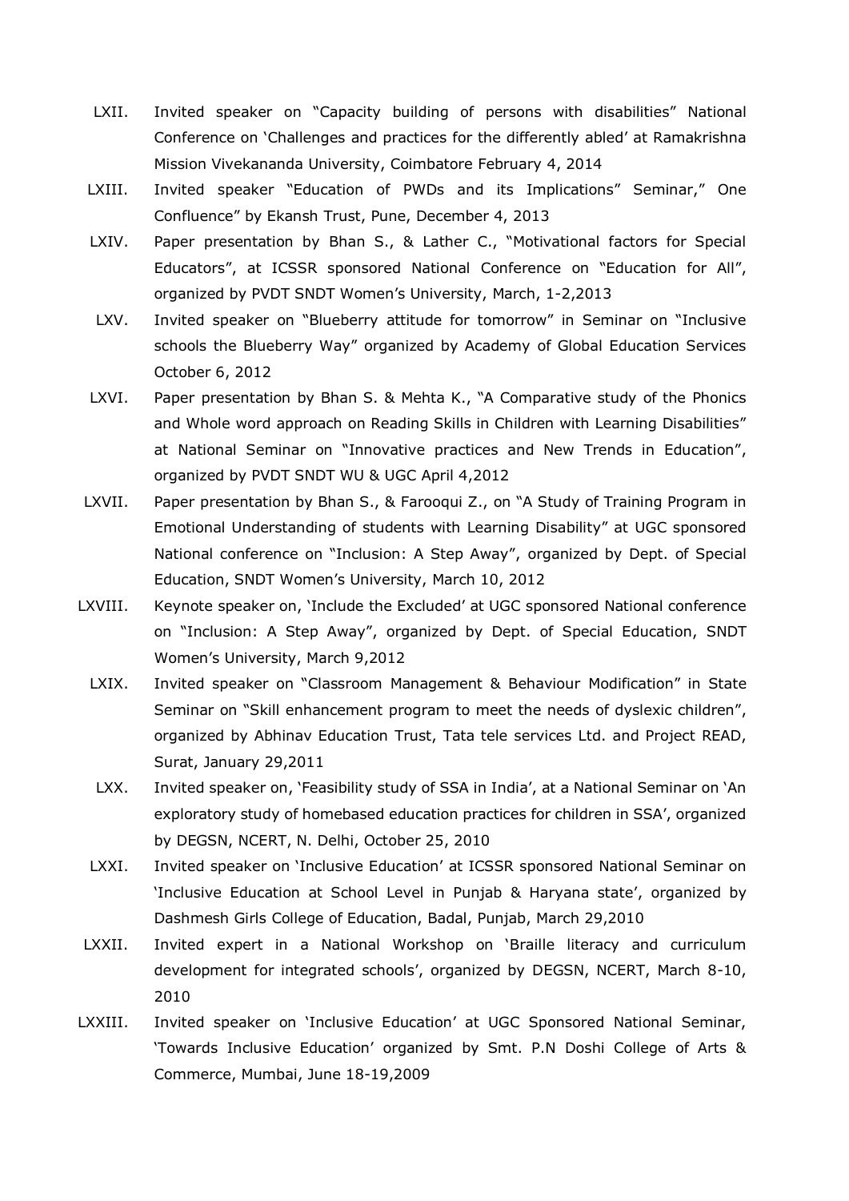LXII. Invited speaker on "Capacity building of persons with disabilities" National Conference on 'Challenges and practices for the differently abled' at Ramakrishna Mission Vivekananda University, Coimbatore February 4, 2014

LXIII. Invited speaker "Education of PWDs and its Implications" Seminar," One Confluence" by Ekansh Trust, Pune, December 4, 2013

LXIV. Paper presentation by Bhan S., & Lather C., "Motivational factors for Special Educators", at ICSSR sponsored National Conference on "Education for All", organized by PVDT SNDT Women's University, March, 1-2,2013

LXV. Invited speaker on "Blueberry attitude for tomorrow" in Seminar on "Inclusive schools the Blueberry Way" organized by Academy of Global Education Services October 6, 2012

LXVI. Paper presentation by Bhan S. & Mehta K., "A Comparative study of the Phonics and Whole word approach on Reading Skills in Children with Learning Disabilities" at National Seminar on "Innovative practices and New Trends in Education", organized by PVDT SNDT WU & UGC April 4,2012

LXVII. Paper presentation by Bhan S., & Farooqui Z., on "A Study of Training Program in Emotional Understanding of students with Learning Disability" at UGC sponsored National conference on "Inclusion: A Step Away", organized by Dept. of Special Education, SNDT Women's University, March 10, 2012

LXVIII. Keynote speaker on, 'Include the Excluded' at UGC sponsored National conference on "Inclusion: A Step Away", organized by Dept. of Special Education, SNDT Women's University, March 9,2012

LXIX. Invited speaker on "Classroom Management & Behaviour Modification" in State Seminar on "Skill enhancement program to meet the needs of dyslexic children", organized by Abhinav Education Trust, Tata tele services Ltd. and Project READ, Surat, January 29,2011

LXX. Invited speaker on, 'Feasibility study of SSA in India', at a National Seminar on 'An exploratory study of homebased education practices for children in SSA', organized by DEGSN, NCERT, N. Delhi, October 25, 2010

LXXI. Invited speaker on 'Inclusive Education' at ICSSR sponsored National Seminar on 'Inclusive Education at School Level in Punjab & Haryana state', organized by Dashmesh Girls College of Education, Badal, Punjab, March 29,2010

LXXII. Invited expert in a National Workshop on 'Braille literacy and curriculum development for integrated schools', organized by DEGSN, NCERT, March 8-10, 2010

LXXIII. Invited speaker on 'Inclusive Education' at UGC Sponsored National Seminar, 'Towards Inclusive Education' organized by Smt. P.N Doshi College of Arts & Commerce, Mumbai, June 18-19,2009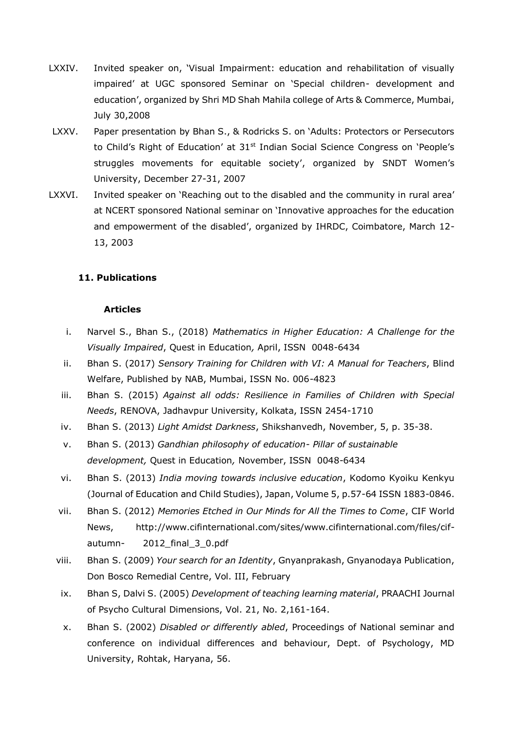LXXIV. Invited speaker on, 'Visual Impairment: education and rehabilitation of visually impaired' at UGC sponsored Seminar on 'Special children- development and education', organized by Shri MD Shah Mahila college of Arts & Commerce, Mumbai, July 30,2008

LXXV. Paper presentation by Bhan S., & Rodricks S. on 'Adults: Protectors or Persecutors to Child's Right of Education' at 31st Indian Social Science Congress on 'People's struggles movements for equitable society', organized by SNDT Women's University, December 27-31, 2007

LXXVI. Invited speaker on 'Reaching out to the disabled and the community in rural area' at NCERT sponsored National seminar on 'Innovative approaches for the education and empowerment of the disabled', organized by IHRDC, Coimbatore, March 12-13, 2003

### 11. Publications

#### Articles

i. Narvel S., Bhan S., (2018) *Mathematics in Higher Education: A Challenge for the Visually Impaired*, Quest in Education, April, ISSN 0048-6434

ii. Bhan S. (2017) *Sensory Training for Children with VI: A Manual for Teachers*, Blind Welfare, Published by NAB, Mumbai, ISSN No. 006-4823

iii. Bhan S. (2015) *Against all odds: Resilience in Families of Children with Special Needs*, RENOVA, Jadhavpur University, Kolkata, ISSN 2454-1710

iv. Bhan S. (2013) *Light Amidst Darkness*, Shikshanvedh, November, 5, p. 35-38.

v. Bhan S. (2013) *Gandhian philosophy of education- Pillar of sustainable development,* Quest in Education, November, ISSN 0048-6434

vi. Bhan S. (2013) *India moving towards inclusive education*, Kodomo Kyoiku Kenkyu (Journal of Education and Child Studies), Japan, Volume 5, p.57-64 ISSN 1883-0846.

vii. Bhan S. (2012) *Memories Etched in Our Minds for All the Times to Come*, CIF World News, http://www.cifinternational.com/sites/www.cifinternational.com/files/cif-autumn- 2012_final_3_0.pdf

viii. Bhan S. (2009) *Your search for an Identity*, Gnyanprakash, Gnyanodaya Publication, Don Bosco Remedial Centre, Vol. III, February

ix. Bhan S, Dalvi S. (2005) *Development of teaching learning material*, PRAACHI Journal of Psycho Cultural Dimensions, Vol. 21, No. 2,161-164.

x. Bhan S. (2002) *Disabled or differently abled*, Proceedings of National seminar and conference on individual differences and behaviour, Dept. of Psychology, MD University, Rohtak, Haryana, 56.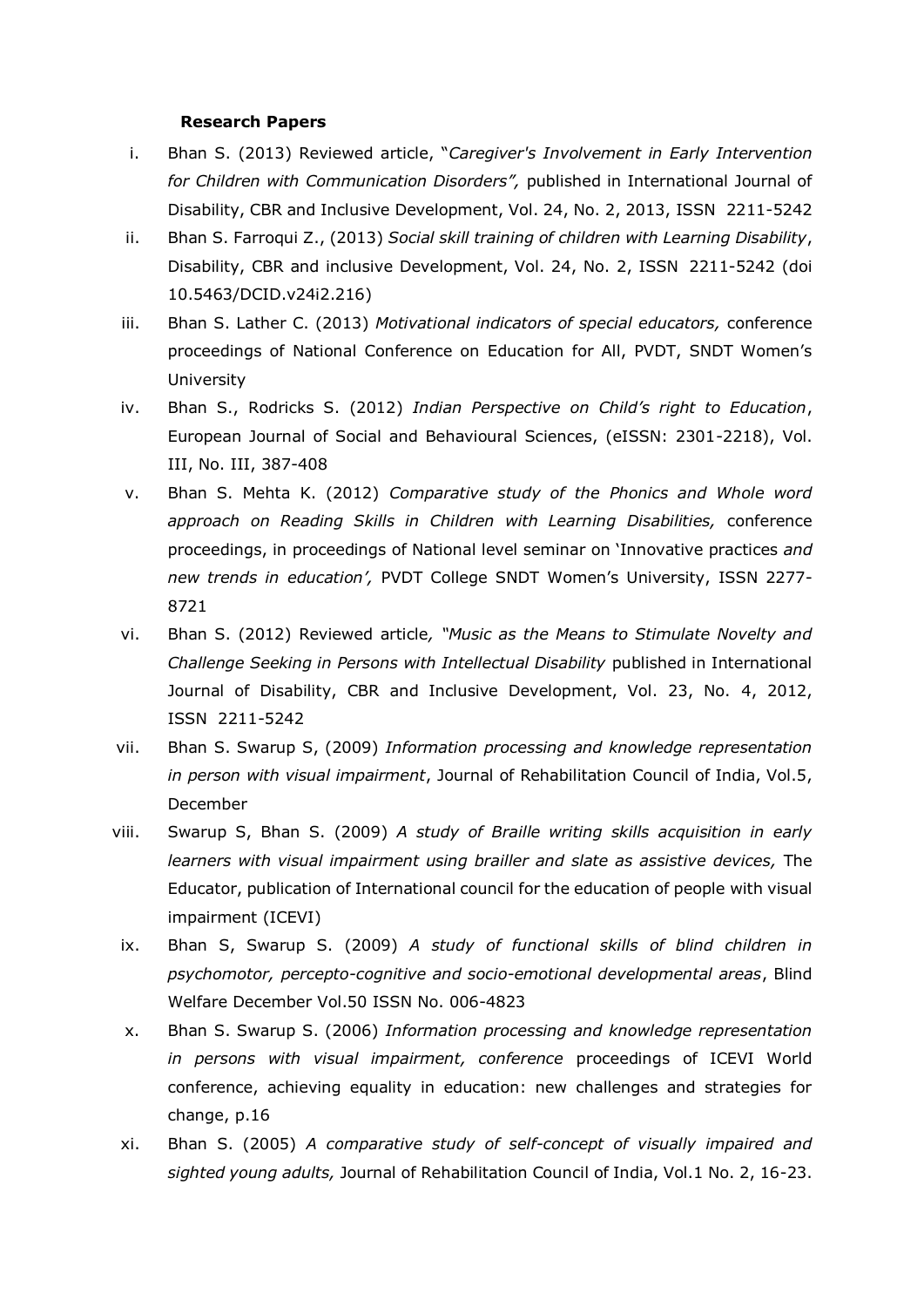**Research Papers**

i. Bhan S. (2013) Reviewed article, "*Caregiver's Involvement in Early Intervention for Children with Communication Disorders",* published in International Journal of Disability, CBR and Inclusive Development, Vol. 24, No. 2, 2013, ISSN 2211-5242

ii. Bhan S. Farroqui Z., (2013) *Social skill training of children with Learning Disability*, Disability, CBR and inclusive Development, Vol. 24, No. 2, ISSN 2211-5242 (doi 10.5463/DCID.v24i2.216)

iii. Bhan S. Lather C. (2013) *Motivational indicators of special educators,* conference proceedings of National Conference on Education for All, PVDT, SNDT Women's University

iv. Bhan S., Rodricks S. (2012) *Indian Perspective on Child's right to Education*, European Journal of Social and Behavioural Sciences, (eISSN: 2301-2218), Vol. III, No. III, 387-408

v. Bhan S. Mehta K. (2012) *Comparative study of the Phonics and Whole word approach on Reading Skills in Children with Learning Disabilities,* conference proceedings, in proceedings of National level seminar on 'Innovative practices *and new trends in education',* PVDT College SNDT Women's University, ISSN 2277-8721

vi. Bhan S. (2012) Reviewed article*, "Music as the Means to Stimulate Novelty and Challenge Seeking in Persons with Intellectual Disability* published in International Journal of Disability, CBR and Inclusive Development, Vol. 23, No. 4, 2012, ISSN 2211-5242

vii. Bhan S. Swarup S, (2009) *Information processing and knowledge representation in person with visual impairment*, Journal of Rehabilitation Council of India, Vol.5, December

viii. Swarup S, Bhan S. (2009) *A study of Braille writing skills acquisition in early learners with visual impairment using brailler and slate as assistive devices,* The Educator, publication of International council for the education of people with visual impairment (ICEVI)

ix. Bhan S, Swarup S. (2009) *A study of functional skills of blind children in psychomotor, percepto-cognitive and socio-emotional developmental areas*, Blind Welfare December Vol.50 ISSN No. 006-4823

x. Bhan S. Swarup S. (2006) *Information processing and knowledge representation in persons with visual impairment, conference* proceedings of ICEVI World conference, achieving equality in education: new challenges and strategies for change, p.16

xi. Bhan S. (2005) *A comparative study of self-concept of visually impaired and sighted young adults,* Journal of Rehabilitation Council of India, Vol.1 No. 2, 16-23.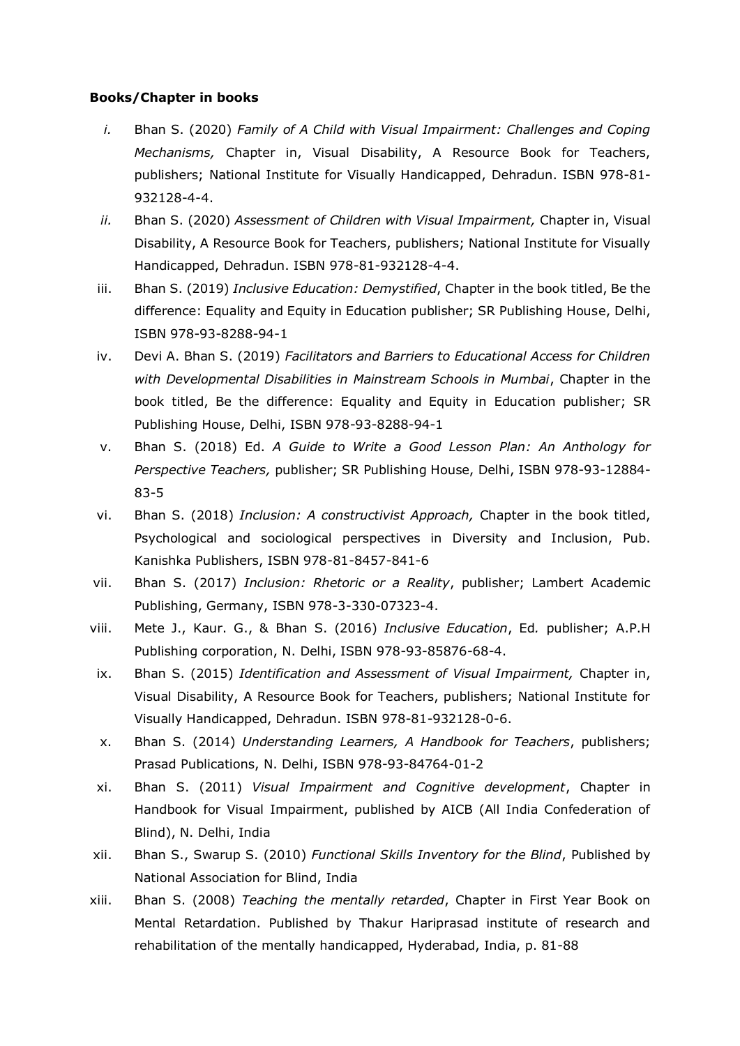**Books/Chapter in books**

i. Bhan S. (2020) *Family of A Child with Visual Impairment: Challenges and Coping Mechanisms,* Chapter in, Visual Disability, A Resource Book for Teachers, publishers; National Institute for Visually Handicapped, Dehradun. ISBN 978-81-932128-4-4.

ii. Bhan S. (2020) *Assessment of Children with Visual Impairment,* Chapter in, Visual Disability, A Resource Book for Teachers, publishers; National Institute for Visually Handicapped, Dehradun. ISBN 978-81-932128-4-4.

iii. Bhan S. (2019) *Inclusive Education: Demystified*, Chapter in the book titled, Be the difference: Equality and Equity in Education publisher; SR Publishing House, Delhi, ISBN 978-93-8288-94-1

iv. Devi A. Bhan S. (2019) *Facilitators and Barriers to Educational Access for Children with Developmental Disabilities in Mainstream Schools in Mumbai*, Chapter in the book titled, Be the difference: Equality and Equity in Education publisher; SR Publishing House, Delhi, ISBN 978-93-8288-94-1

v. Bhan S. (2018) Ed. *A Guide to Write a Good Lesson Plan: An Anthology for Perspective Teachers,* publisher; SR Publishing House, Delhi, ISBN 978-93-12884-83-5

vi. Bhan S. (2018) *Inclusion: A constructivist Approach,* Chapter in the book titled, Psychological and sociological perspectives in Diversity and Inclusion, Pub. Kanishka Publishers, ISBN 978-81-8457-841-6

vii. Bhan S. (2017) *Inclusion: Rhetoric or a Reality*, publisher; Lambert Academic Publishing, Germany, ISBN 978-3-330-07323-4.

viii. Mete J., Kaur. G., & Bhan S. (2016) *Inclusive Education*, Ed*.* publisher; A.P.H Publishing corporation, N. Delhi, ISBN 978-93-85876-68-4.

ix. Bhan S. (2015) *Identification and Assessment of Visual Impairment,* Chapter in, Visual Disability, A Resource Book for Teachers, publishers; National Institute for Visually Handicapped, Dehradun. ISBN 978-81-932128-0-6.

x. Bhan S. (2014) *Understanding Learners, A Handbook for Teachers*, publishers; Prasad Publications, N. Delhi, ISBN 978-93-84764-01-2

xi. Bhan S. (2011) *Visual Impairment and Cognitive development*, Chapter in Handbook for Visual Impairment, published by AICB (All India Confederation of Blind), N. Delhi, India

xii. Bhan S., Swarup S. (2010) *Functional Skills Inventory for the Blind*, Published by National Association for Blind, India

xiii. Bhan S. (2008) *Teaching the mentally retarded*, Chapter in First Year Book on Mental Retardation. Published by Thakur Hariprasad institute of research and rehabilitation of the mentally handicapped, Hyderabad, India, p. 81-88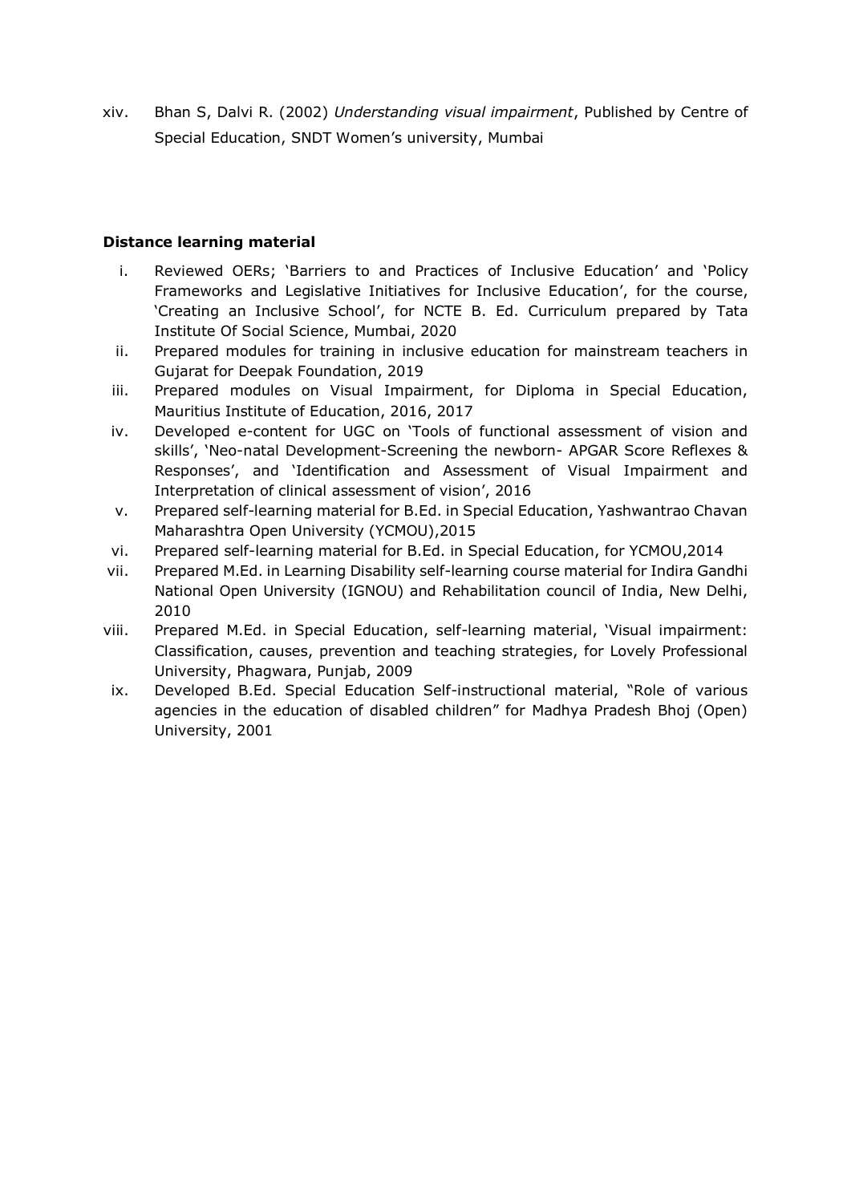xiv. Bhan S, Dalvi R. (2002) *Understanding visual impairment*, Published by Centre of Special Education, SNDT Women's university, Mumbai

**Distance learning material**

i. Reviewed OERs; 'Barriers to and Practices of Inclusive Education' and 'Policy Frameworks and Legislative Initiatives for Inclusive Education', for the course, 'Creating an Inclusive School', for NCTE B. Ed. Curriculum prepared by Tata Institute Of Social Science, Mumbai, 2020
ii. Prepared modules for training in inclusive education for mainstream teachers in Gujarat for Deepak Foundation, 2019
iii. Prepared modules on Visual Impairment, for Diploma in Special Education, Mauritius Institute of Education, 2016, 2017
iv. Developed e-content for UGC on 'Tools of functional assessment of vision and skills', 'Neo-natal Development-Screening the newborn- APGAR Score Reflexes & Responses', and 'Identification and Assessment of Visual Impairment and Interpretation of clinical assessment of vision', 2016
v. Prepared self-learning material for B.Ed. in Special Education, Yashwantrao Chavan Maharashtra Open University (YCMOU),2015
vi. Prepared self-learning material for B.Ed. in Special Education, for YCMOU,2014
vii. Prepared M.Ed. in Learning Disability self-learning course material for Indira Gandhi National Open University (IGNOU) and Rehabilitation council of India, New Delhi, 2010
viii. Prepared M.Ed. in Special Education, self-learning material, 'Visual impairment: Classification, causes, prevention and teaching strategies, for Lovely Professional University, Phagwara, Punjab, 2009
ix. Developed B.Ed. Special Education Self-instructional material, "Role of various agencies in the education of disabled children" for Madhya Pradesh Bhoj (Open) University, 2001